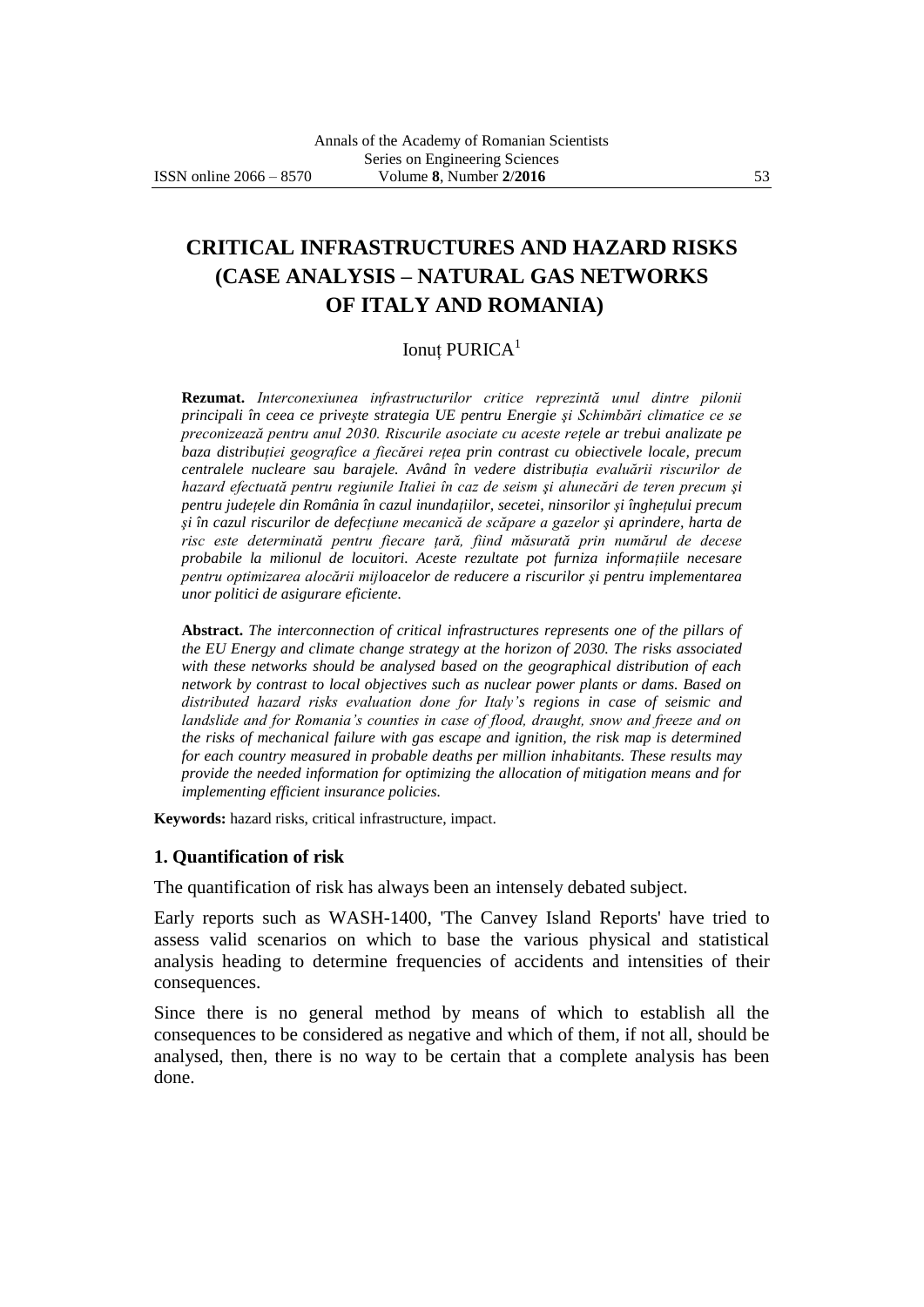# CRITICAL INFRASTRUCTURES AND HAZARD RISKS (CASE ANALYSIS – NATURAL GAS NETWORKS OF ITALY AND ROMANIA)

Ionuț PURICA[1]

**Rezumat.** *Interconexiunea infrastructurilor critice reprezintă unul dintre pilonii principali în ceea ce priveşte strategia UE pentru Energie şi Schimbări climatice ce se preconizează pentru anul 2030. Riscurile asociate cu aceste rețele ar trebui analizate pe baza distribuției geografice a fiecărei rețea prin contrast cu obiectivele locale, precum centralele nucleare sau barajele. Având în vedere distribuția evaluării riscurilor de hazard efectuată pentru regiunile Italiei în caz de seism şi alunecări de teren precum şi pentru județele din România în cazul inundațiilor, secetei, ninsorilor şi înghețului precum şi în cazul riscurilor de defecțiune mecanică de scăpare a gazelor şi aprindere, harta de risc este determinată pentru fiecare țară, fiind măsurată prin numărul de decese probabile la milionul de locuitori. Aceste rezultate pot furniza informațiile necesare pentru optimizarea alocării mijloacelor de reducere a riscurilor şi pentru implementarea unor politici de asigurare eficiente.*

**Abstract.** *The interconnection of critical infrastructures represents one of the pillars of the EU Energy and climate change strategy at the horizon of 2030. The risks associated with these networks should be analysed based on the geographical distribution of each network by contrast to local objectives such as nuclear power plants or dams. Based on distributed hazard risks evaluation done for Italy's regions in case of seismic and landslide and for Romania's counties in case of flood, draught, snow and freeze and on the risks of mechanical failure with gas escape and ignition, the risk map is determined for each country measured in probable deaths per million inhabitants. These results may provide the needed information for optimizing the allocation of mitigation means and for implementing efficient insurance policies.*

**Keywords:** hazard risks, critical infrastructure, impact.

## 1. Quantification of risk

The quantification of risk has always been an intensely debated subject.

Early reports such as WASH-1400, 'The Canvey Island Reports' have tried to assess valid scenarios on which to base the various physical and statistical analysis heading to determine frequencies of accidents and intensities of their consequences.

Since there is no general method by means of which to establish all the consequences to be considered as negative and which of them, if not all, should be analysed, then, there is no way to be certain that a complete analysis has been done.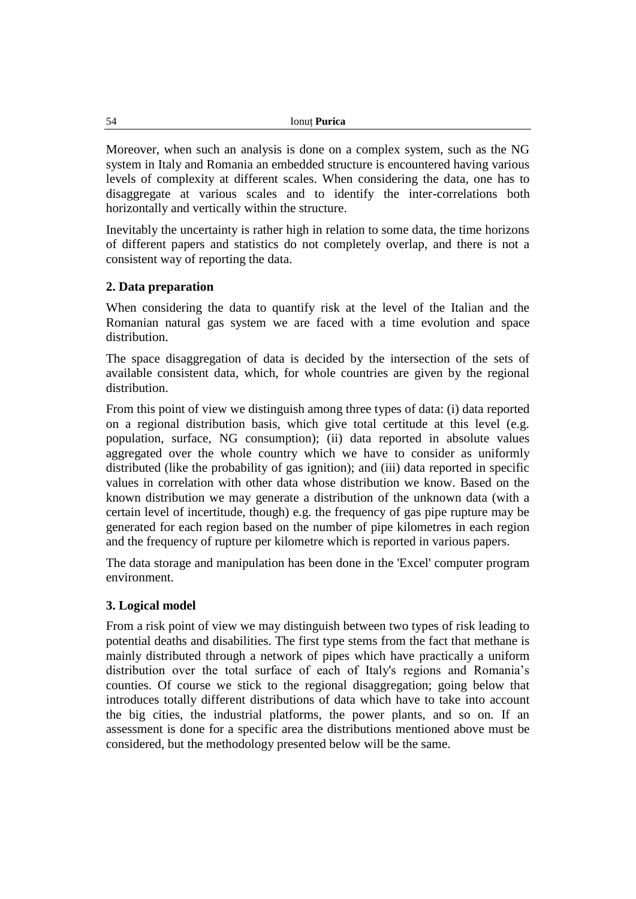Moreover, when such an analysis is done on a complex system, such as the NG system in Italy and Romania an embedded structure is encountered having various levels of complexity at different scales. When considering the data, one has to disaggregate at various scales and to identify the inter-correlations both horizontally and vertically within the structure.

Inevitably the uncertainty is rather high in relation to some data, the time horizons of different papers and statistics do not completely overlap, and there is not a consistent way of reporting the data.

## 2. Data preparation

When considering the data to quantify risk at the level of the Italian and the Romanian natural gas system we are faced with a time evolution and space distribution.

The space disaggregation of data is decided by the intersection of the sets of available consistent data, which, for whole countries are given by the regional distribution.

From this point of view we distinguish among three types of data: (i) data reported on a regional distribution basis, which give total certitude at this level (e.g. population, surface, NG consumption); (ii) data reported in absolute values aggregated over the whole country which we have to consider as uniformly distributed (like the probability of gas ignition); and (iii) data reported in specific values in correlation with other data whose distribution we know. Based on the known distribution we may generate a distribution of the unknown data (with a certain level of incertitude, though) e.g. the frequency of gas pipe rupture may be generated for each region based on the number of pipe kilometres in each region and the frequency of rupture per kilometre which is reported in various papers.

The data storage and manipulation has been done in the 'Excel' computer program environment.

## 3. Logical model

From a risk point of view we may distinguish between two types of risk leading to potential deaths and disabilities. The first type stems from the fact that methane is mainly distributed through a network of pipes which have practically a uniform distribution over the total surface of each of Italy's regions and Romania's counties. Of course we stick to the regional disaggregation; going below that introduces totally different distributions of data which have to take into account the big cities, the industrial platforms, the power plants, and so on. If an assessment is done for a specific area the distributions mentioned above must be considered, but the methodology presented below will be the same.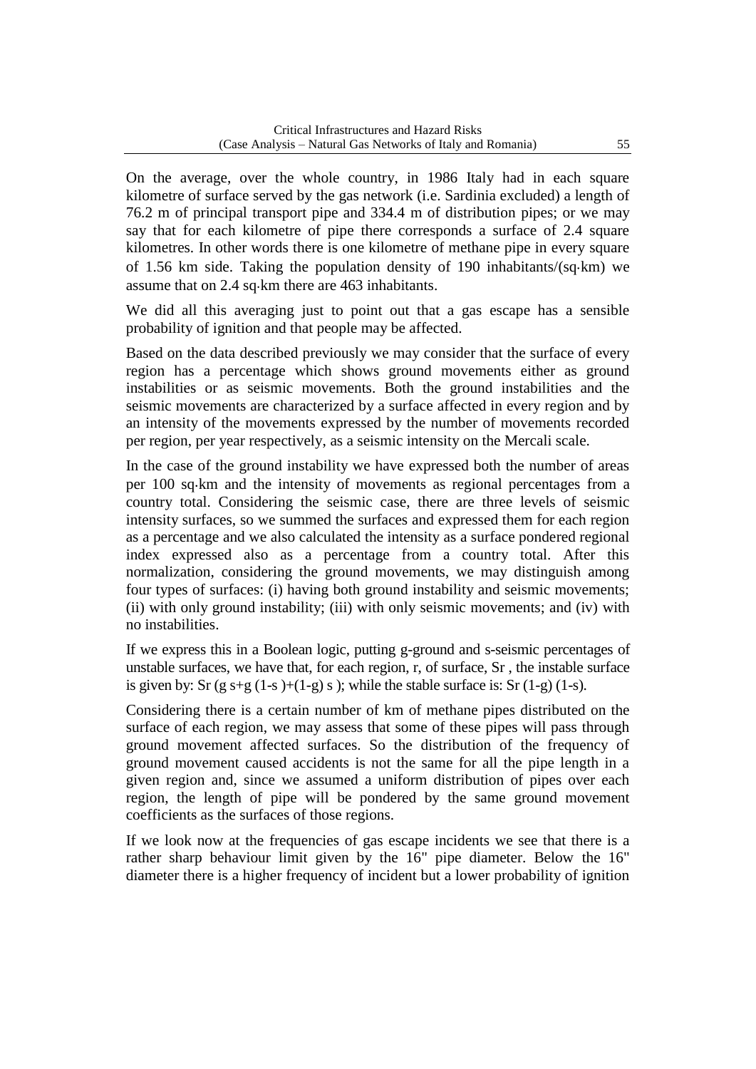On the average, over the whole country, in 1986 Italy had in each square kilometre of surface served by the gas network (i.e. Sardinia excluded) a length of 76.2 m of principal transport pipe and 334.4 m of distribution pipes; or we may say that for each kilometre of pipe there corresponds a surface of 2.4 square kilometres. In other words there is one kilometre of methane pipe in every square of 1.56 km side. Taking the population density of 190 inhabitants/(sq·km) we assume that on 2.4 sq·km there are 463 inhabitants.

We did all this averaging just to point out that a gas escape has a sensible probability of ignition and that people may be affected.

Based on the data described previously we may consider that the surface of every region has a percentage which shows ground movements either as ground instabilities or as seismic movements. Both the ground instabilities and the seismic movements are characterized by a surface affected in every region and by an intensity of the movements expressed by the number of movements recorded per region, per year respectively, as a seismic intensity on the Mercali scale.

In the case of the ground instability we have expressed both the number of areas per 100 sq·km and the intensity of movements as regional percentages from a country total. Considering the seismic case, there are three levels of seismic intensity surfaces, so we summed the surfaces and expressed them for each region as a percentage and we also calculated the intensity as a surface pondered regional index expressed also as a percentage from a country total. After this normalization, considering the ground movements, we may distinguish among four types of surfaces: (i) having both ground instability and seismic movements; (ii) with only ground instability; (iii) with only seismic movements; and (iv) with no instabilities.

If we express this in a Boolean logic, putting g-ground and s-seismic percentages of unstable surfaces, we have that, for each region, r, of surface, $S_r$ , the instable surface is given by: $S_r\,(g\,s+g\,(1-s\,)+(1-g)\,s\,)$; while the stable surface is: $S_r\,(1-g)\,(1-s)$.

Considering there is a certain number of km of methane pipes distributed on the surface of each region, we may assess that some of these pipes will pass through ground movement affected surfaces. So the distribution of the frequency of ground movement caused accidents is not the same for all the pipe length in a given region and, since we assumed a uniform distribution of pipes over each region, the length of pipe will be pondered by the same ground movement coefficients as the surfaces of those regions.

If we look now at the frequencies of gas escape incidents we see that there is a rather sharp behaviour limit given by the 16" pipe diameter. Below the 16" diameter there is a higher frequency of incident but a lower probability of ignition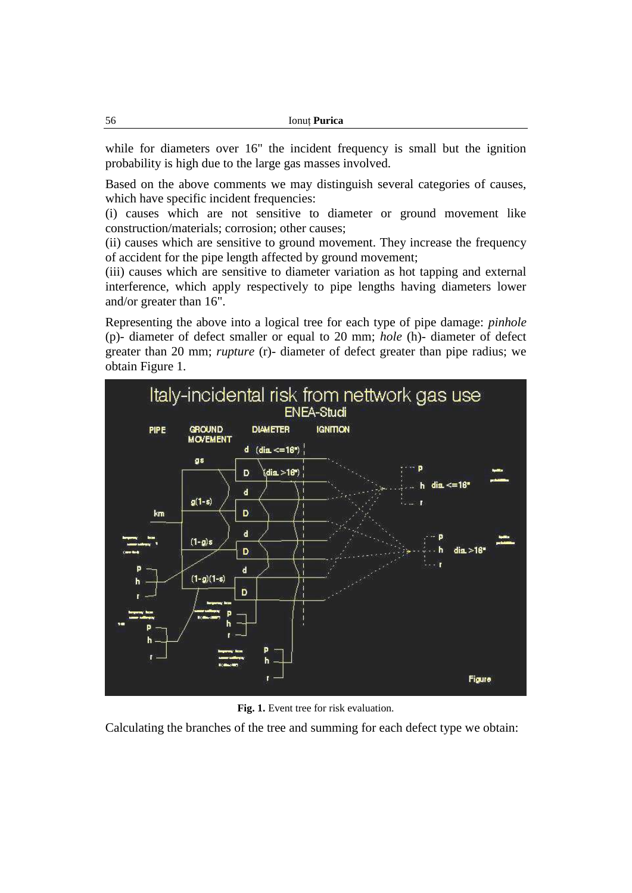while for diameters over 16" the incident frequency is small but the ignition probability is high due to the large gas masses involved.

Based on the above comments we may distinguish several categories of causes, which have specific incident frequencies:

(i) causes which are not sensitive to diameter or ground movement like construction/materials; corrosion; other causes;

(ii) causes which are sensitive to ground movement. They increase the frequency of accident for the pipe length affected by ground movement;

(iii) causes which are sensitive to diameter variation as hot tapping and external interference, which apply respectively to pipe lengths having diameters lower and/or greater than 16".

Representing the above into a logical tree for each type of pipe damage: *pinhole* (p)- diameter of defect smaller or equal to 20 mm; *hole* (h)- diameter of defect greater than 20 mm; *rupture* (r)- diameter of defect greater than pipe radius; we obtain Figure 1.

**Fig. 1.** Event tree for risk evaluation.

Calculating the branches of the tree and summing for each defect type we obtain: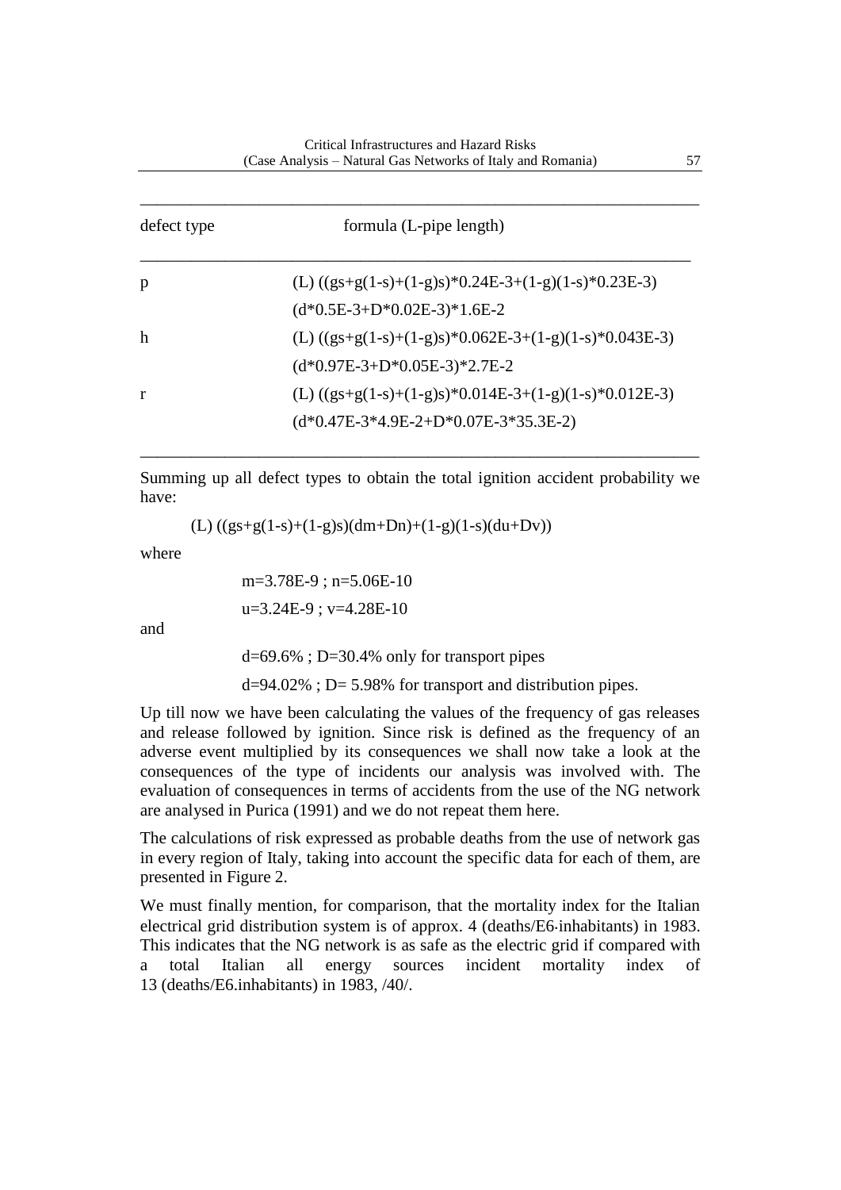| defect type | formula (L-pipe length) |
|---|---|
| p | (L) ((gs+g(1-s)+(1-g)s)*0.24E-3+(1-g)(1-s)*0.23E-3) |
| | (d*0.5E-3+D*0.02E-3)*1.6E-2 |
| h | (L) ((gs+g(1-s)+(1-g)s)*0.062E-3+(1-g)(1-s)*0.043E-3) |
| | (d*0.97E-3+D*0.05E-3)*2.7E-2 |
| r | (L) ((gs+g(1-s)+(1-g)s)*0.014E-3+(1-g)(1-s)*0.012E-3) |
| | (d*0.47E-3*4.9E-2+D*0.07E-3*35.3E-2) |

Summing up all defect types to obtain the total ignition accident probability we have:

$$(L)\ ((gs+g(1-s)+(1-g)s)(dm+Dn)+(1-g)(1-s)(du+Dv))$$

where

$m=3.78E-9$ ; $n=5.06E-10$

$u=3.24E-9$ ; $v=4.28E-10$

and

$d=69.6\%$ ; $D=30.4\%$ only for transport pipes

$d=94.02\%$ ; $D= 5.98\%$ for transport and distribution pipes.

Up till now we have been calculating the values of the frequency of gas releases and release followed by ignition. Since risk is defined as the frequency of an adverse event multiplied by its consequences we shall now take a look at the consequences of the type of incidents our analysis was involved with. The evaluation of consequences in terms of accidents from the use of the NG network are analysed in Purica (1991) and we do not repeat them here.

The calculations of risk expressed as probable deaths from the use of network gas in every region of Italy, taking into account the specific data for each of them, are presented in Figure 2.

We must finally mention, for comparison, that the mortality index for the Italian electrical grid distribution system is of approx. 4 (deaths/E6·inhabitants) in 1983. This indicates that the NG network is as safe as the electric grid if compared with a total Italian all energy sources incident mortality index of 13 (deaths/E6.inhabitants) in 1983, /40/.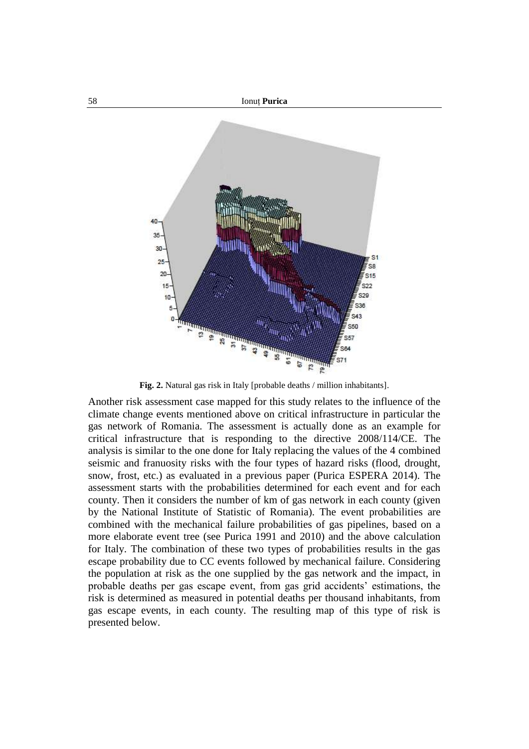**Fig. 2.** Natural gas risk in Italy [probable deaths / million inhabitants].

Another risk assessment case mapped for this study relates to the influence of the climate change events mentioned above on critical infrastructure in particular the gas network of Romania. The assessment is actually done as an example for critical infrastructure that is responding to the directive 2008/114/CE. The analysis is similar to the one done for Italy replacing the values of the 4 combined seismic and franuosity risks with the four types of hazard risks (flood, drought, snow, frost, etc.) as evaluated in a previous paper (Purica ESPERA 2014). The assessment starts with the probabilities determined for each event and for each county. Then it considers the number of km of gas network in each county (given by the National Institute of Statistic of Romania). The event probabilities are combined with the mechanical failure probabilities of gas pipelines, based on a more elaborate event tree (see Purica 1991 and 2010) and the above calculation for Italy. The combination of these two types of probabilities results in the gas escape probability due to CC events followed by mechanical failure. Considering the population at risk as the one supplied by the gas network and the impact, in probable deaths per gas escape event, from gas grid accidents' estimations, the risk is determined as measured in potential deaths per thousand inhabitants, from gas escape events, in each county. The resulting map of this type of risk is presented below.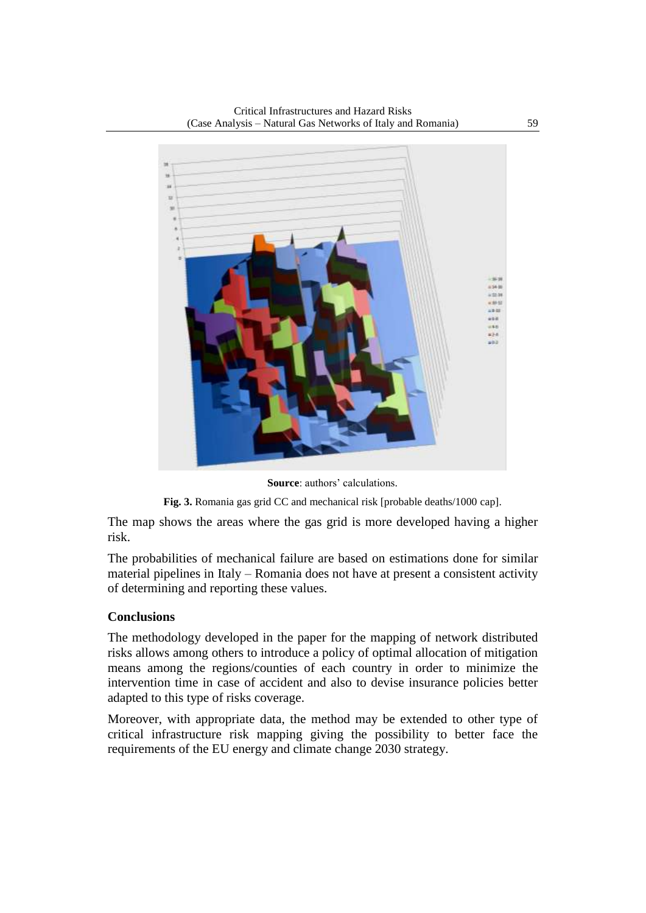**Source**: authors' calculations.

**Fig. 3.** Romania gas grid CC and mechanical risk [probable deaths/1000 cap].

The map shows the areas where the gas grid is more developed having a higher risk.

The probabilities of mechanical failure are based on estimations done for similar material pipelines in Italy – Romania does not have at present a consistent activity of determining and reporting these values.

## Conclusions

The methodology developed in the paper for the mapping of network distributed risks allows among others to introduce a policy of optimal allocation of mitigation means among the regions/counties of each country in order to minimize the intervention time in case of accident and also to devise insurance policies better adapted to this type of risks coverage.

Moreover, with appropriate data, the method may be extended to other type of critical infrastructure risk mapping giving the possibility to better face the requirements of the EU energy and climate change 2030 strategy.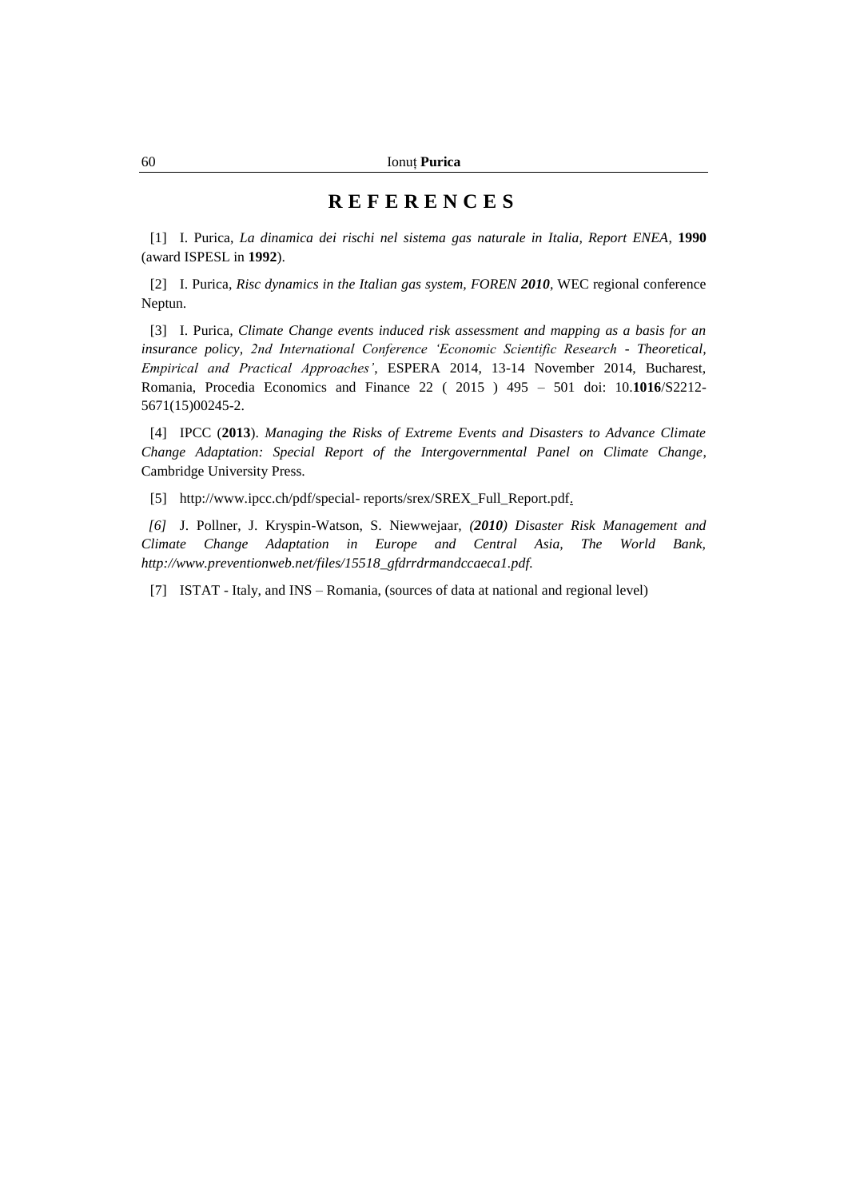# R E F E R E N C E S

[1] I. Purica, *La dinamica dei rischi nel sistema gas naturale in Italia, Report ENEA*, **1990** (award ISPESL in **1992**).

[2] I. Purica, *Risc dynamics in the Italian gas system, FOREN **2010***, WEC regional conference Neptun.

[3] I. Purica, *Climate Change events induced risk assessment and mapping as a basis for an insurance policy, 2nd International Conference 'Economic Scientific Research - Theoretical, Empirical and Practical Approaches'*, ESPERA 2014, 13-14 November 2014, Bucharest, Romania, Procedia Economics and Finance 22 ( 2015 ) 495 – 501 doi: 10.**1016**/S2212-5671(15)00245-2.

[4] IPCC (**2013**). *Managing the Risks of Extreme Events and Disasters to Advance Climate Change Adaptation: Special Report of the Intergovernmental Panel on Climate Change*, Cambridge University Press.

[5] http://www.ipcc.ch/pdf/special- reports/srex/SREX_Full_Report.pdf.

*[6]* J. Pollner, J. Kryspin-Watson, S. Niewwejaar, *(**2010**) Disaster Risk Management and Climate Change Adaptation in Europe and Central Asia, The World Bank, http://www.preventionweb.net/files/15518_gfdrrdrmandccaeca1.pdf.*

[7] ISTAT - Italy, and INS – Romania, (sources of data at national and regional level)